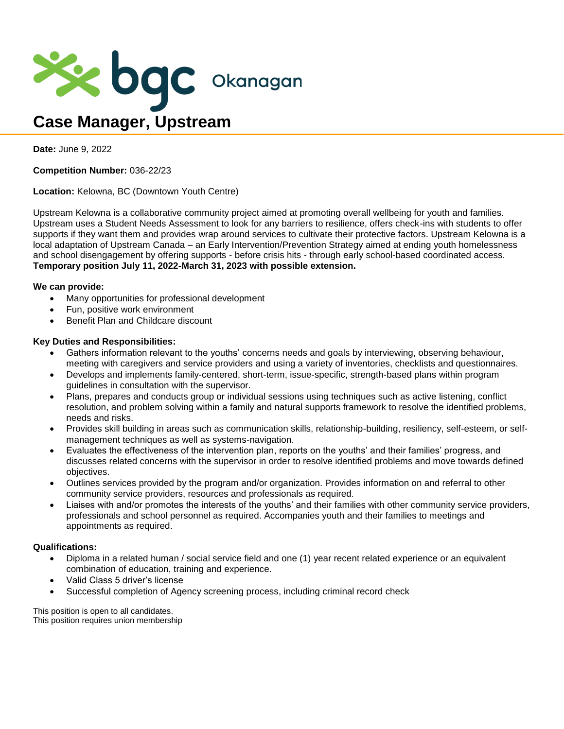bgc Okanagan

# Case Manager, Upstream

**Date:** June 9, 2022

**Competition Number:** 036-22/23

**Location:** Kelowna, BC (Downtown Youth Centre)

Upstream Kelowna is a collaborative community project aimed at promoting overall wellbeing for youth and families. Upstream uses a Student Needs Assessment to look for any barriers to resilience, offers check-ins with students to offer supports if they want them and provides wrap around services to cultivate their protective factors. Upstream Kelowna is a local adaptation of Upstream Canada – an Early Intervention/Prevention Strategy aimed at ending youth homelessness and school disengagement by offering supports - before crisis hits - through early school-based coordinated access. **Temporary position July 11, 2022-March 31, 2023 with possible extension.**

**We can provide:**

- Many opportunities for professional development
- Fun, positive work environment
- Benefit Plan and Childcare discount

**Key Duties and Responsibilities:**

- Gathers information relevant to the youths' concerns needs and goals by interviewing, observing behaviour, meeting with caregivers and service providers and using a variety of inventories, checklists and questionnaires.
- Develops and implements family-centered, short-term, issue-specific, strength-based plans within program guidelines in consultation with the supervisor.
- Plans, prepares and conducts group or individual sessions using techniques such as active listening, conflict resolution, and problem solving within a family and natural supports framework to resolve the identified problems, needs and risks.
- Provides skill building in areas such as communication skills, relationship-building, resiliency, self-esteem, or self-management techniques as well as systems-navigation.
- Evaluates the effectiveness of the intervention plan, reports on the youths' and their families' progress, and discusses related concerns with the supervisor in order to resolve identified problems and move towards defined objectives.
- Outlines services provided by the program and/or organization. Provides information on and referral to other community service providers, resources and professionals as required.
- Liaises with and/or promotes the interests of the youths' and their families with other community service providers, professionals and school personnel as required. Accompanies youth and their families to meetings and appointments as required.

**Qualifications:**

- Diploma in a related human / social service field and one (1) year recent related experience or an equivalent combination of education, training and experience.
- Valid Class 5 driver's license
- Successful completion of Agency screening process, including criminal record check

This position is open to all candidates.
This position requires union membership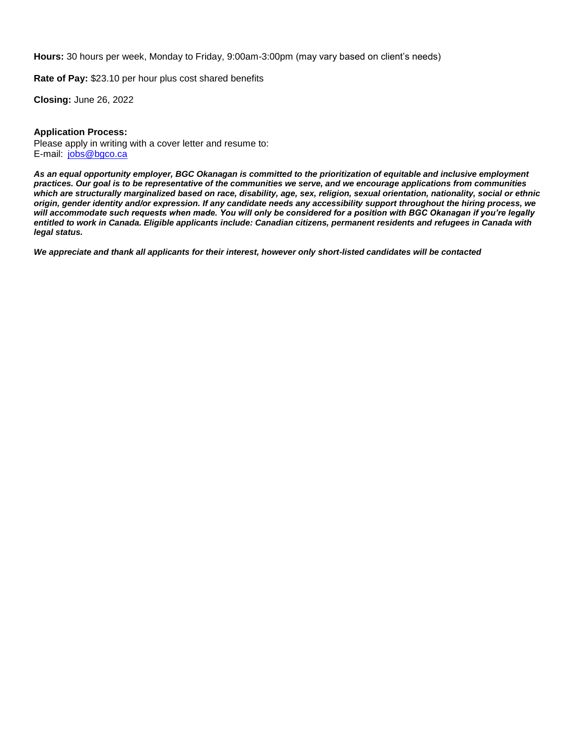**Hours:** 30 hours per week, Monday to Friday, 9:00am-3:00pm (may vary based on client's needs)

**Rate of Pay:** $23.10 per hour plus cost shared benefits

**Closing:** June 26, 2022

**Application Process:**
Please apply in writing with a cover letter and resume to:
E-mail: jobs@bgco.ca

***As an equal opportunity employer, BGC Okanagan is committed to the prioritization of equitable and inclusive employment practices. Our goal is to be representative of the communities we serve, and we encourage applications from communities which are structurally marginalized based on race, disability, age, sex, religion, sexual orientation, nationality, social or ethnic origin, gender identity and/or expression. If any candidate needs any accessibility support throughout the hiring process, we will accommodate such requests when made. You will only be considered for a position with BGC Okanagan if you're legally entitled to work in Canada. Eligible applicants include: Canadian citizens, permanent residents and refugees in Canada with legal status.***

***We appreciate and thank all applicants for their interest, however only short-listed candidates will be contacted***